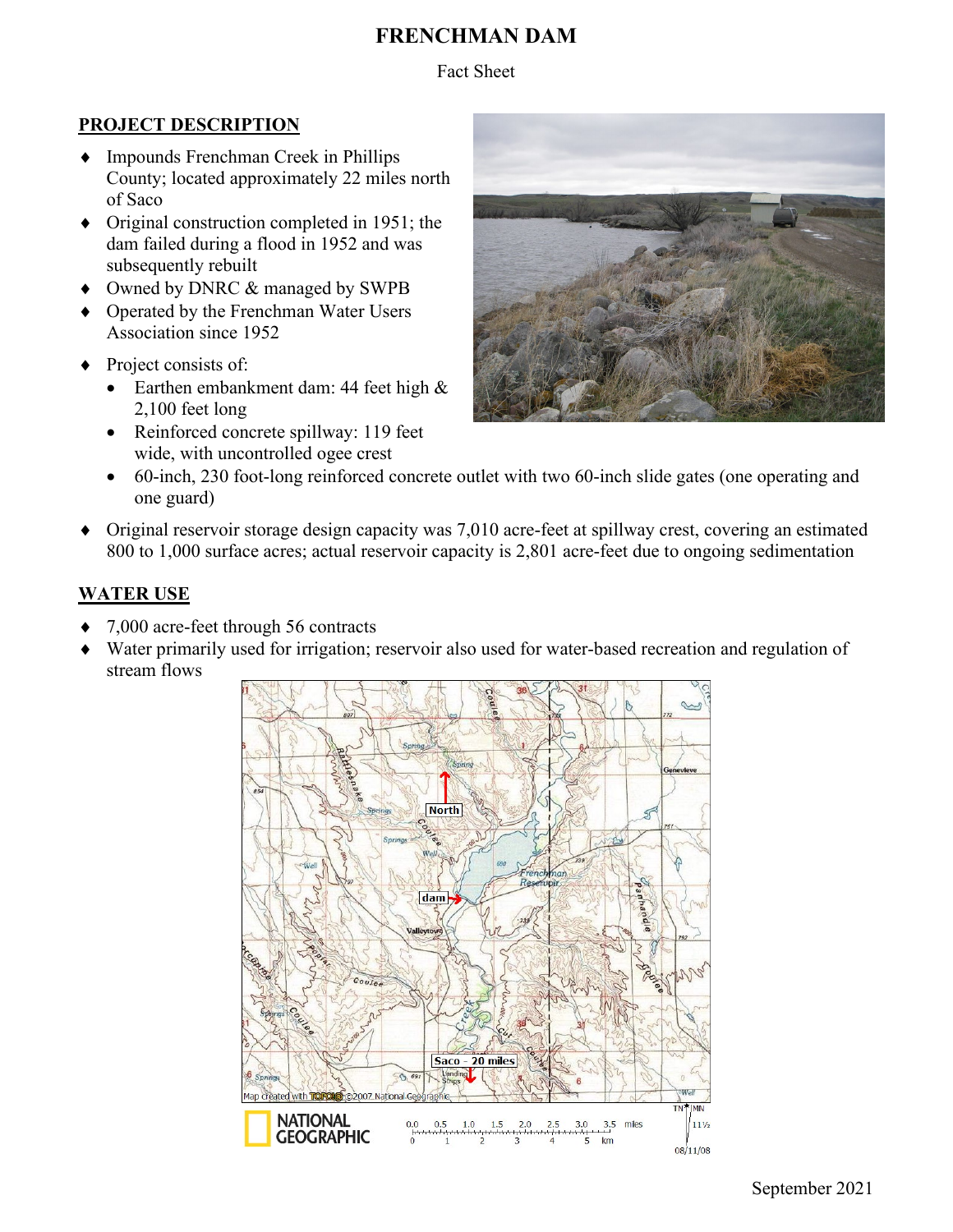# FRENCHMAN DAM

Fact Sheet

## PROJECT DESCRIPTION

- Impounds Frenchman Creek in Phillips County; located approximately 22 miles north of Saco
- Original construction completed in 1951; the dam failed during a flood in 1952 and was subsequently rebuilt
- Owned by DNRC & managed by SWPB
- Operated by the Frenchman Water Users Association since 1952
- Project consists of:
  - Earthen embankment dam: 44 feet high & 2,100 feet long
  - Reinforced concrete spillway: 119 feet wide, with uncontrolled ogee crest
  - 60-inch, 230 foot-long reinforced concrete outlet with two 60-inch slide gates (one operating and one guard)
- Original reservoir storage design capacity was 7,010 acre-feet at spillway crest, covering an estimated 800 to 1,000 surface acres; actual reservoir capacity is 2,801 acre-feet due to ongoing sedimentation

## WATER USE

- 7,000 acre-feet through 56 contracts
- Water primarily used for irrigation; reservoir also used for water-based recreation and regulation of stream flows

September 2021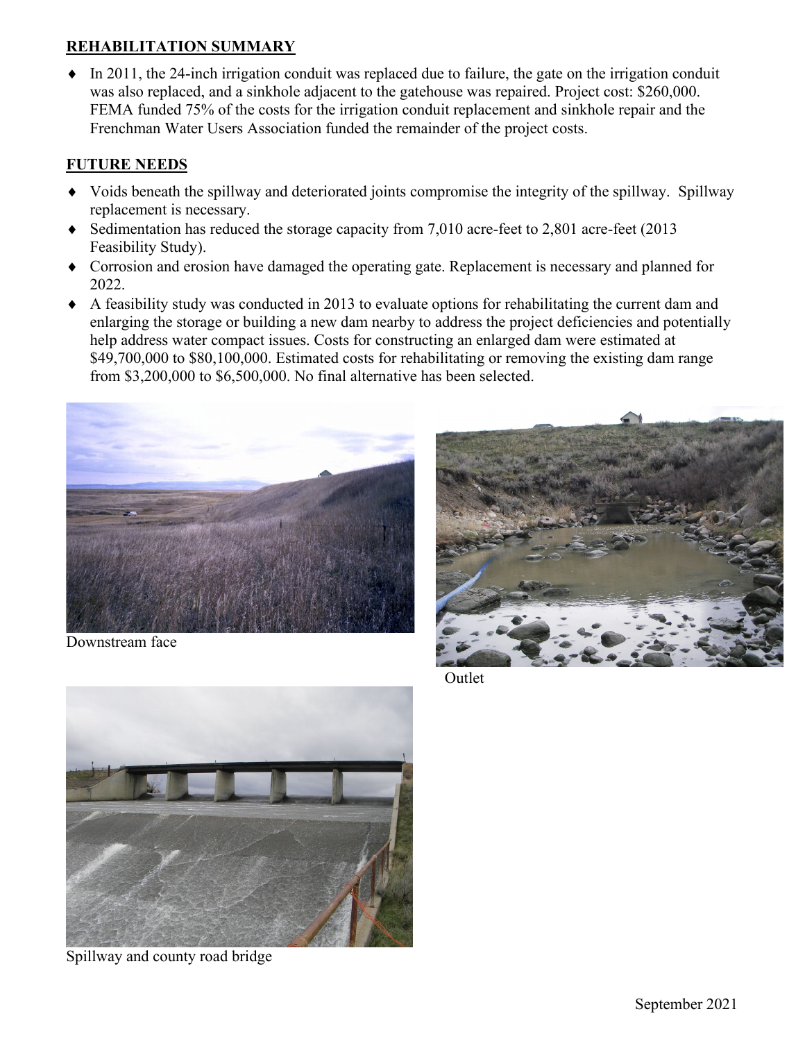## REHABILITATION SUMMARY

- In 2011, the 24-inch irrigation conduit was replaced due to failure, the gate on the irrigation conduit was also replaced, and a sinkhole adjacent to the gatehouse was repaired. Project cost: $260,000. FEMA funded 75% of the costs for the irrigation conduit replacement and sinkhole repair and the Frenchman Water Users Association funded the remainder of the project costs.

## FUTURE NEEDS

- Voids beneath the spillway and deteriorated joints compromise the integrity of the spillway. Spillway replacement is necessary.
- Sedimentation has reduced the storage capacity from 7,010 acre-feet to 2,801 acre-feet (2013 Feasibility Study).
- Corrosion and erosion have damaged the operating gate. Replacement is necessary and planned for 2022.
- A feasibility study was conducted in 2013 to evaluate options for rehabilitating the current dam and enlarging the storage or building a new dam nearby to address the project deficiencies and potentially help address water compact issues. Costs for constructing an enlarged dam were estimated at $49,700,000 to $80,100,000. Estimated costs for rehabilitating or removing the existing dam range from $3,200,000 to $6,500,000. No final alternative has been selected.

Downstream face

Outlet

Spillway and county road bridge